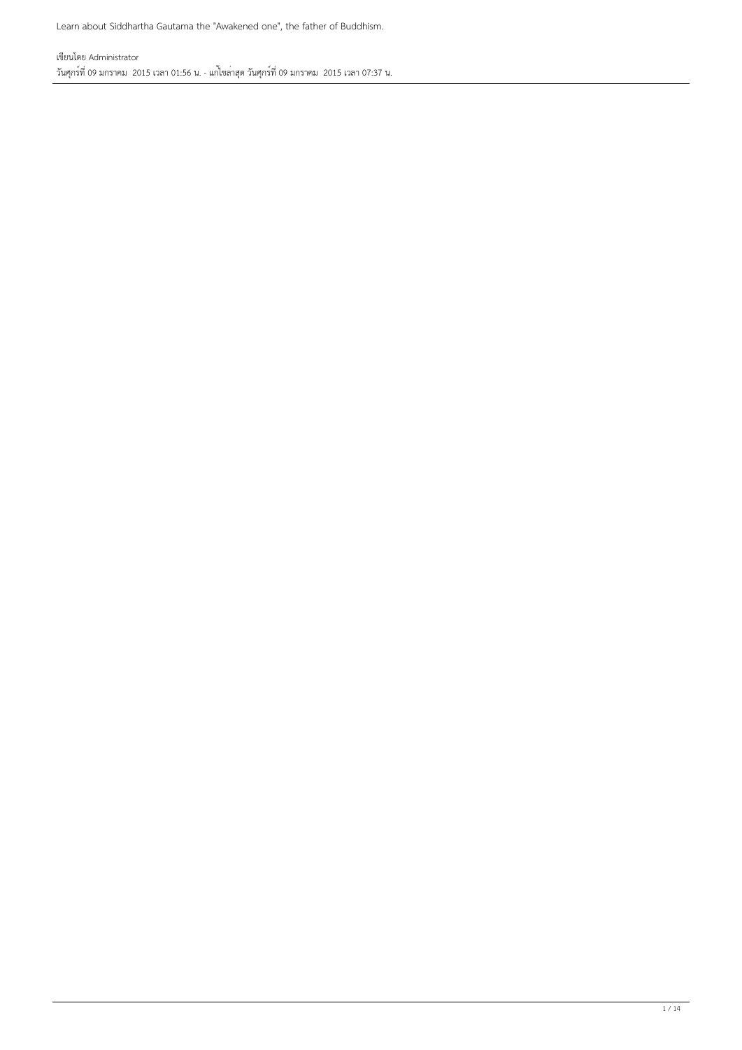Learn about Siddhartha Gautama the "Awakened one", the father of Buddhism.

เขียนโดย Administrator
วันศุกร์ที่ 09 มกราคม 2015 เวลา 01:56 น. - แก้ไขล่าสุด วันศุกร์ที่ 09 มกราคม 2015 เวลา 07:37 น.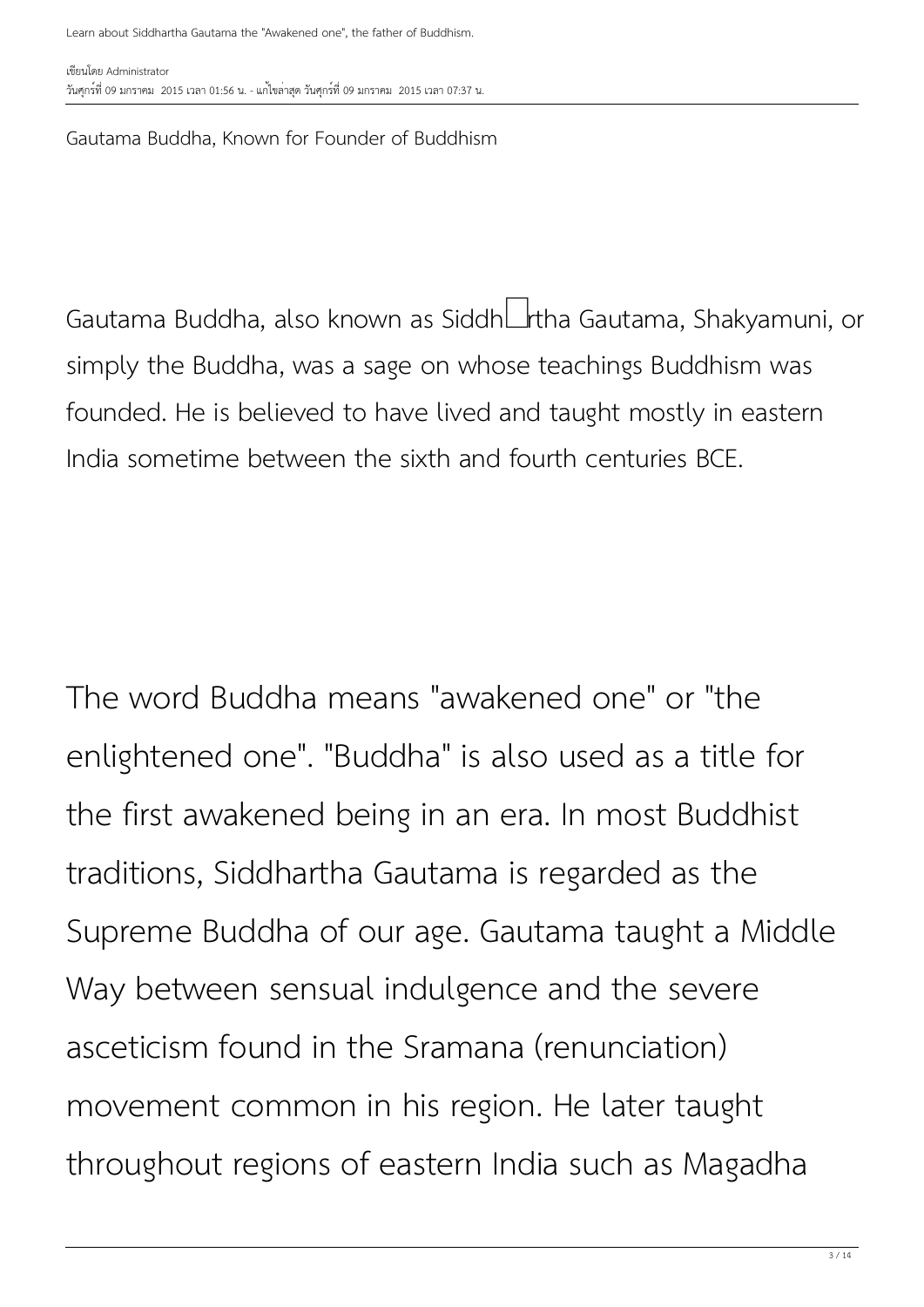Gautama Buddha, Known for Founder of Buddhism

Gautama Buddha, also known as Siddh□rtha Gautama, Shakyamuni, or simply the Buddha, was a sage on whose teachings Buddhism was founded. He is believed to have lived and taught mostly in eastern India sometime between the sixth and fourth centuries BCE.

The word Buddha means "awakened one" or "the enlightened one". "Buddha" is also used as a title for the first awakened being in an era. In most Buddhist traditions, Siddhartha Gautama is regarded as the Supreme Buddha of our age. Gautama taught a Middle Way between sensual indulgence and the severe asceticism found in the Sramana (renunciation) movement common in his region. He later taught throughout regions of eastern India such as Magadha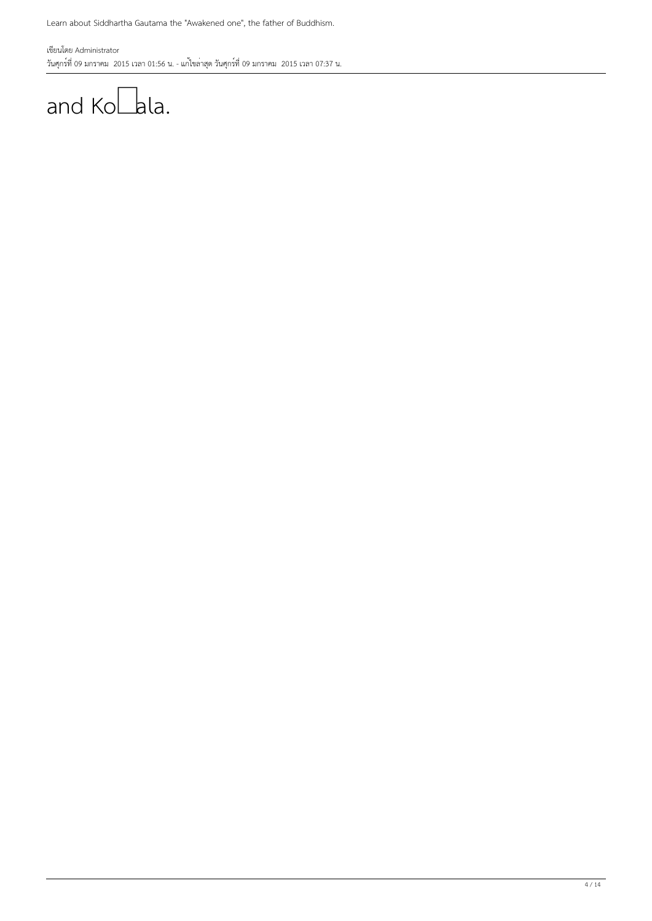and Ko□ala.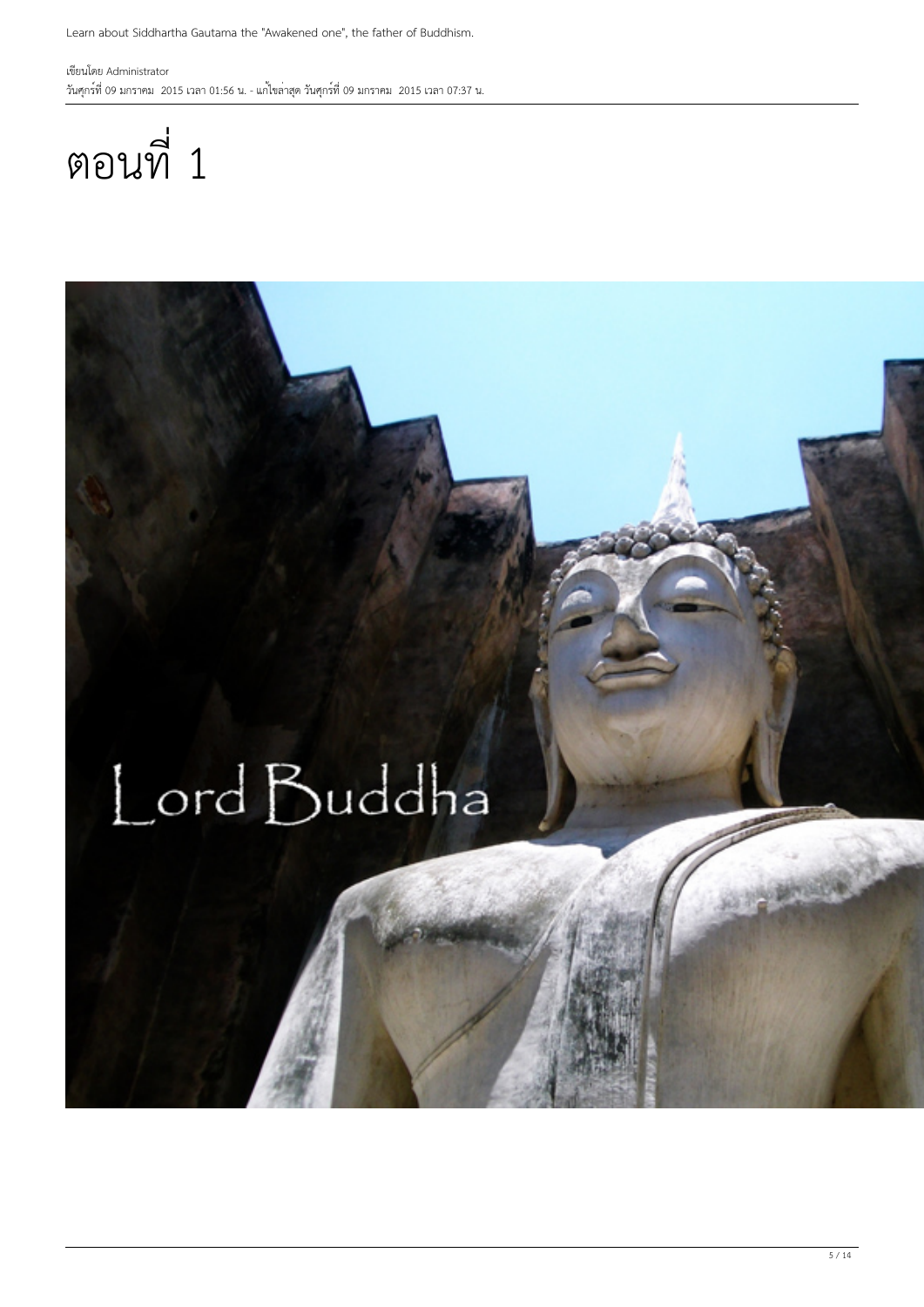# ตอนที่ 1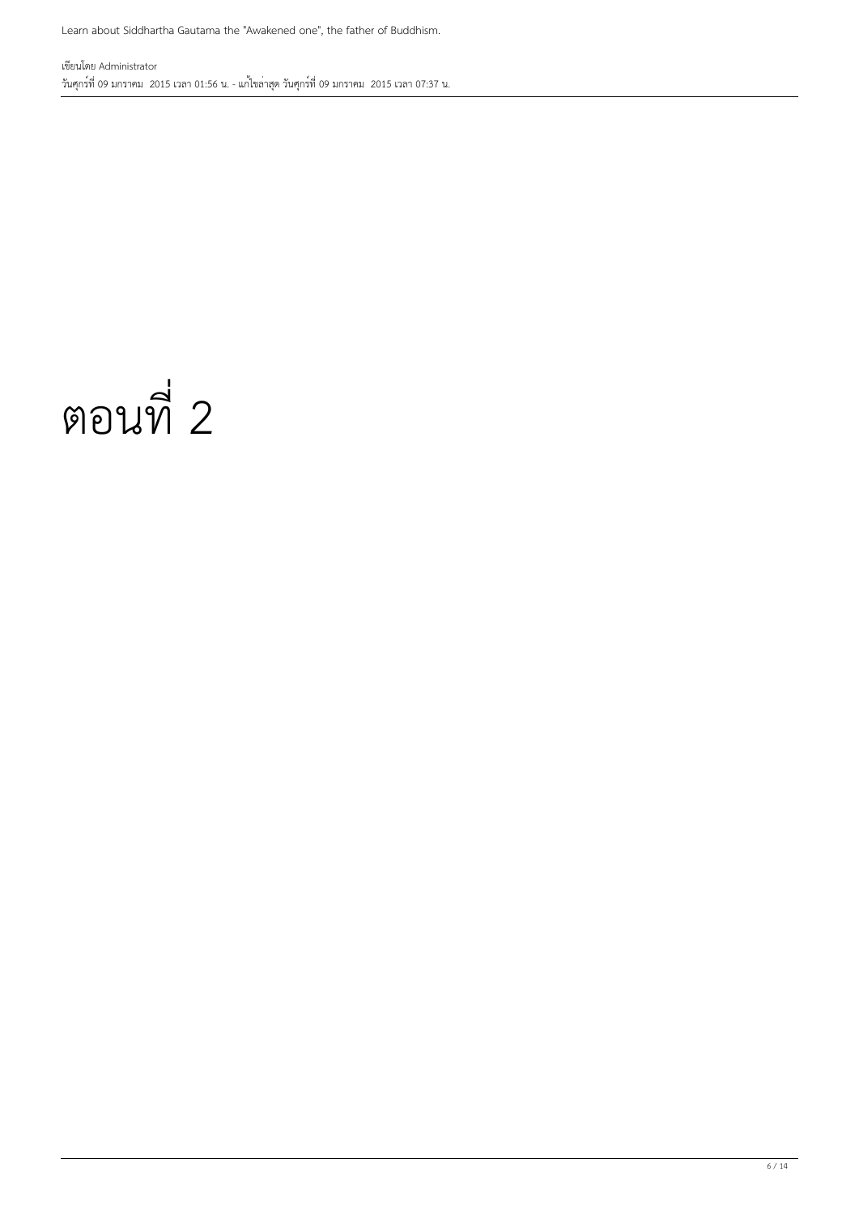# ตอนที่ 2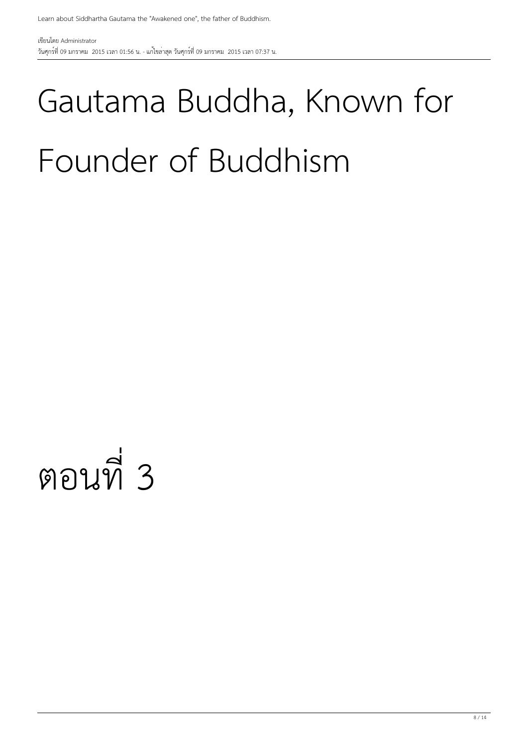# Gautama Buddha, Known for Founder of Buddhism

# ตอนที่ 3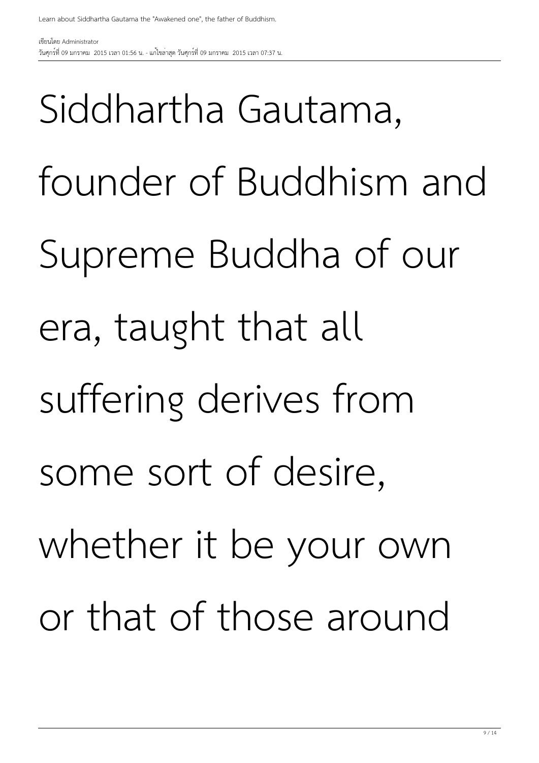Siddhartha Gautama, founder of Buddhism and Supreme Buddha of our era, taught that all suffering derives from some sort of desire, whether it be your own or that of those around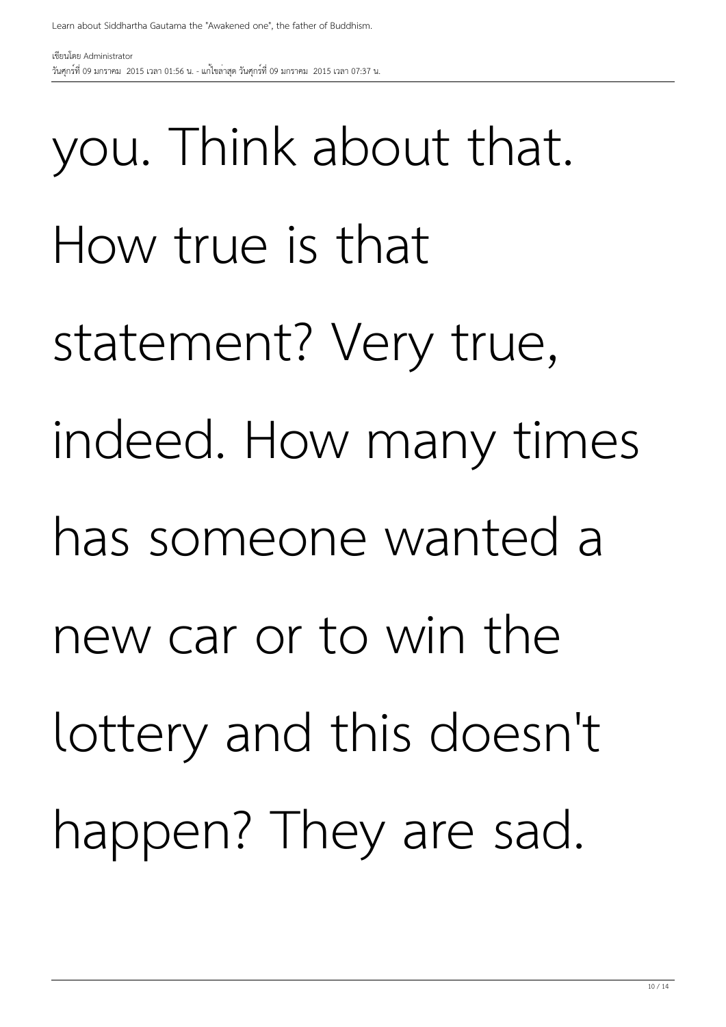you. Think about that. How true is that statement? Very true, indeed. How many times has someone wanted a new car or to win the lottery and this doesn't happen? They are sad.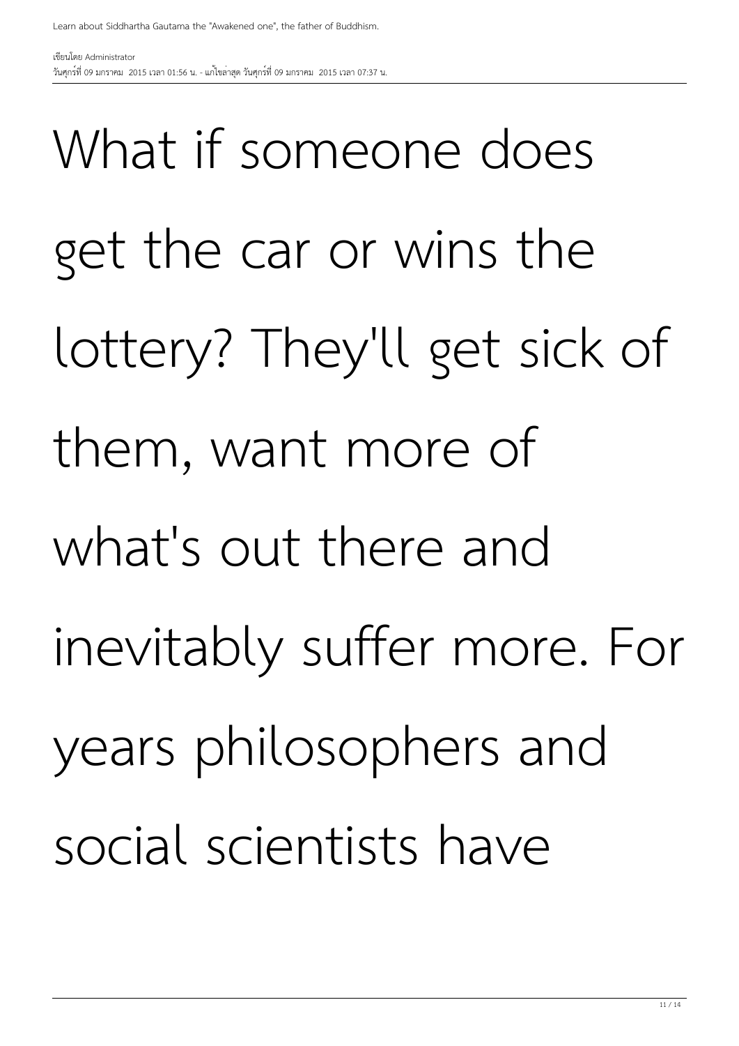What if someone does get the car or wins the lottery? They'll get sick of them, want more of what's out there and inevitably suffer more. For years philosophers and social scientists have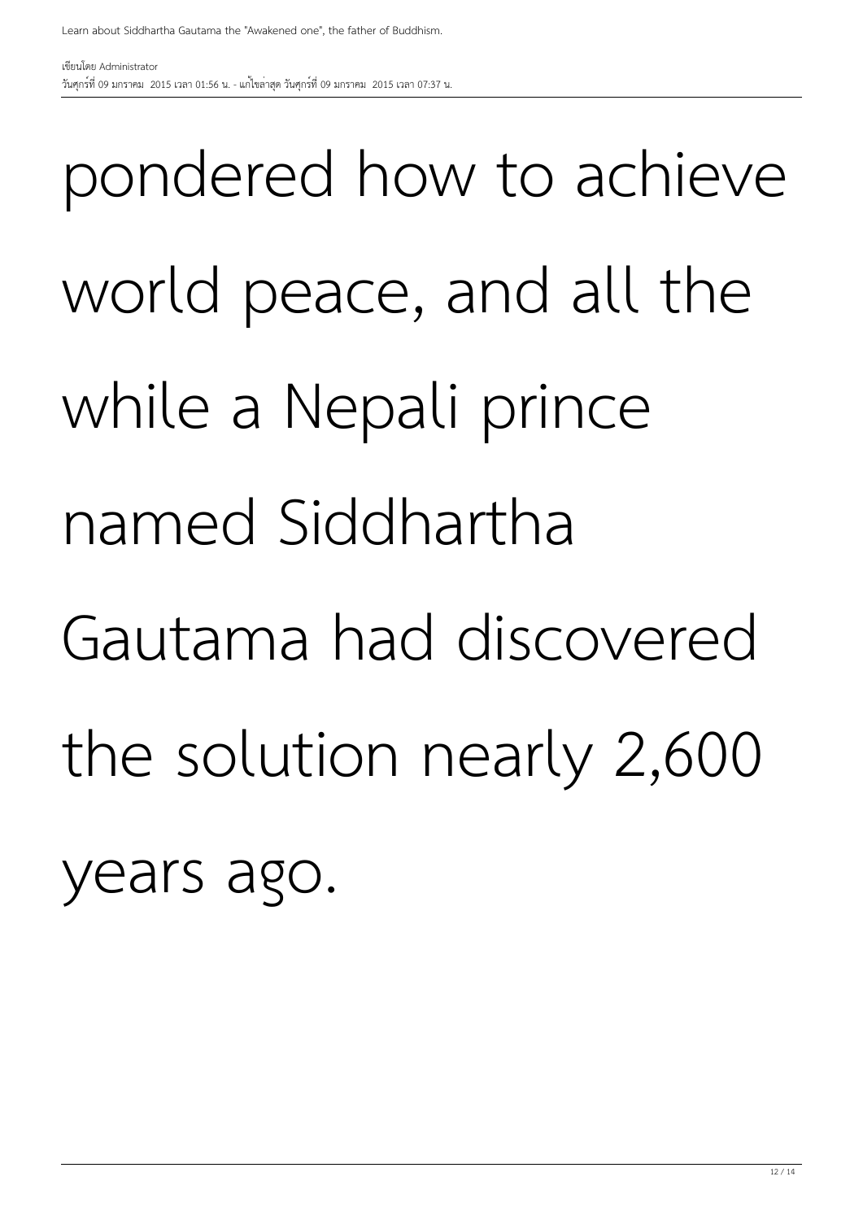pondered how to achieve world peace, and all the while a Nepali prince named Siddhartha Gautama had discovered the solution nearly 2,600 years ago.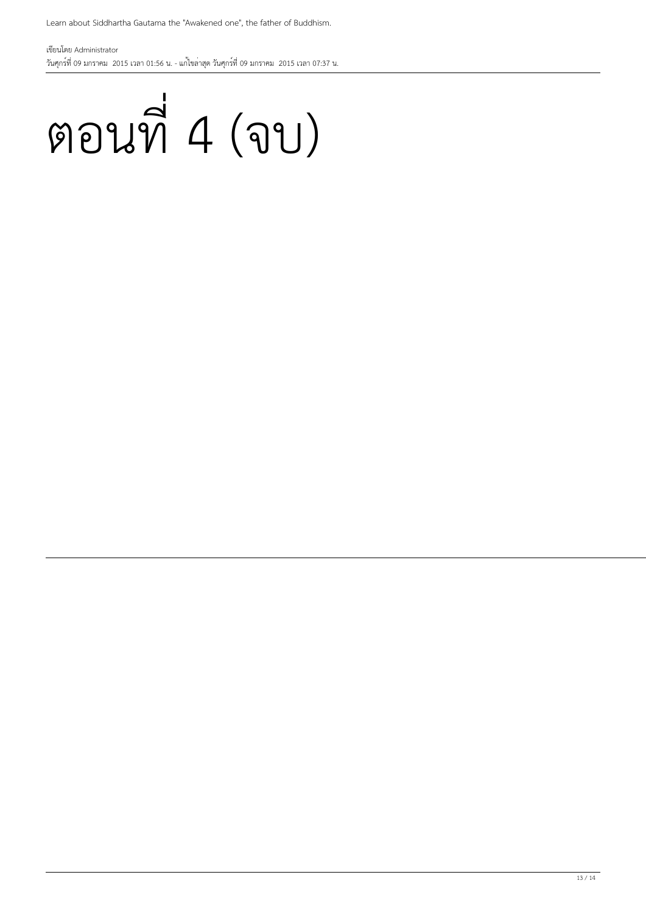# ตอนที่ 4 (จบ)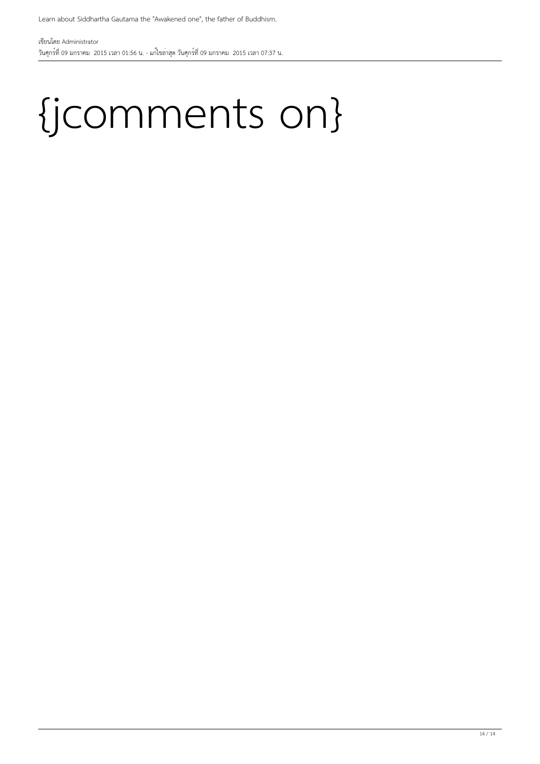{jcomments on}